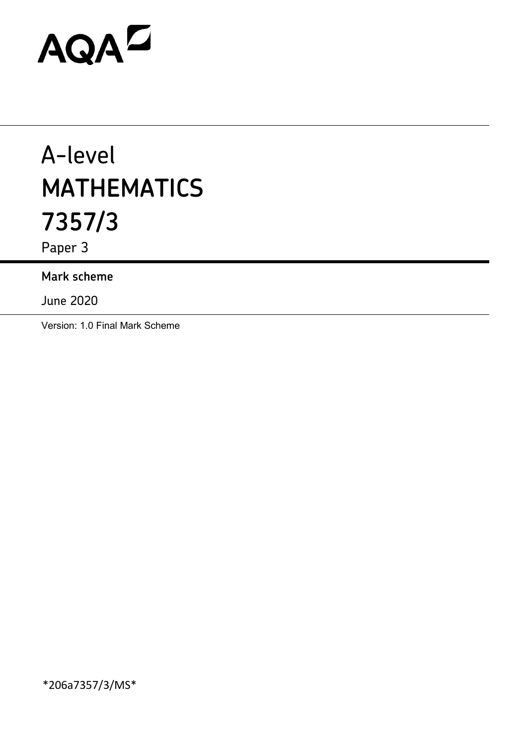AQA

# A-level MATHEMATICS 7357/3

Paper 3

**Mark scheme**

June 2020

Version: 1.0 Final Mark Scheme

*206a7357/3/MS*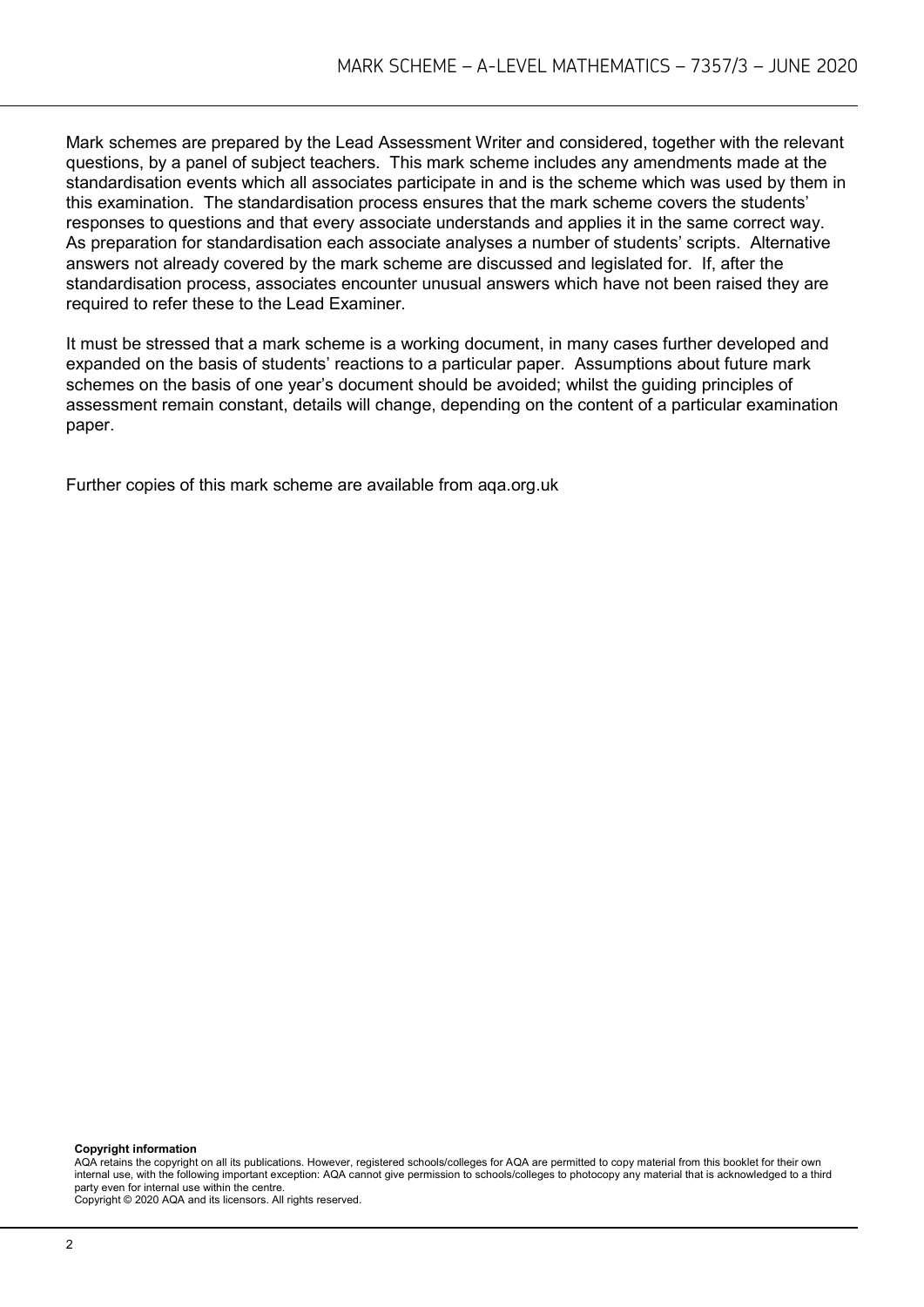Mark schemes are prepared by the Lead Assessment Writer and considered, together with the relevant questions, by a panel of subject teachers. This mark scheme includes any amendments made at the standardisation events which all associates participate in and is the scheme which was used by them in this examination. The standardisation process ensures that the mark scheme covers the students' responses to questions and that every associate understands and applies it in the same correct way. As preparation for standardisation each associate analyses a number of students' scripts. Alternative answers not already covered by the mark scheme are discussed and legislated for. If, after the standardisation process, associates encounter unusual answers which have not been raised they are required to refer these to the Lead Examiner.

It must be stressed that a mark scheme is a working document, in many cases further developed and expanded on the basis of students' reactions to a particular paper. Assumptions about future mark schemes on the basis of one year's document should be avoided; whilst the guiding principles of assessment remain constant, details will change, depending on the content of a particular examination paper.

Further copies of this mark scheme are available from aqa.org.uk

**Copyright information**

AQA retains the copyright on all its publications. However, registered schools/colleges for AQA are permitted to copy material from this booklet for their own internal use, with the following important exception: AQA cannot give permission to schools/colleges to photocopy any material that is acknowledged to a third party even for internal use within the centre.

Copyright © 2020 AQA and its licensors. All rights reserved.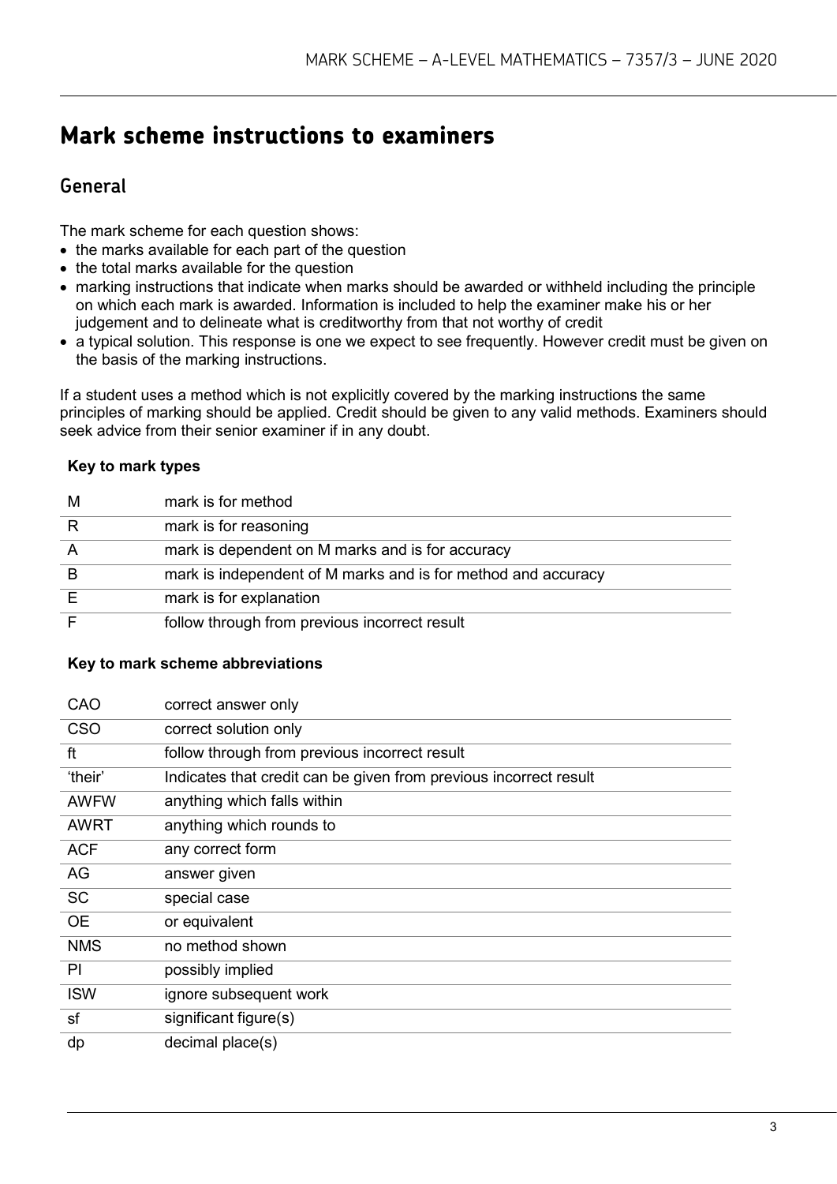# Mark scheme instructions to examiners

## General

The mark scheme for each question shows:

- the marks available for each part of the question
- the total marks available for the question
- marking instructions that indicate when marks should be awarded or withheld including the principle on which each mark is awarded. Information is included to help the examiner make his or her judgement and to delineate what is creditworthy from that not worthy of credit
- a typical solution. This response is one we expect to see frequently. However credit must be given on the basis of the marking instructions.

If a student uses a method which is not explicitly covered by the marking instructions the same principles of marking should be applied. Credit should be given to any valid methods. Examiners should seek advice from their senior examiner if in any doubt.

**Key to mark types**

| | |
|---|---|
| M | mark is for method |
| R | mark is for reasoning |
| A | mark is dependent on M marks and is for accuracy |
| B | mark is independent of M marks and is for method and accuracy |
| E | mark is for explanation |
| F | follow through from previous incorrect result |

**Key to mark scheme abbreviations**

| | |
|---|---|
| CAO | correct answer only |
| CSO | correct solution only |
| ft | follow through from previous incorrect result |
| 'their' | Indicates that credit can be given from previous incorrect result |
| AWFW | anything which falls within |
| AWRT | anything which rounds to |
| ACF | any correct form |
| AG | answer given |
| SC | special case |
| OE | or equivalent |
| NMS | no method shown |
| PI | possibly implied |
| ISW | ignore subsequent work |
| sf | significant figure(s) |
| dp | decimal place(s) |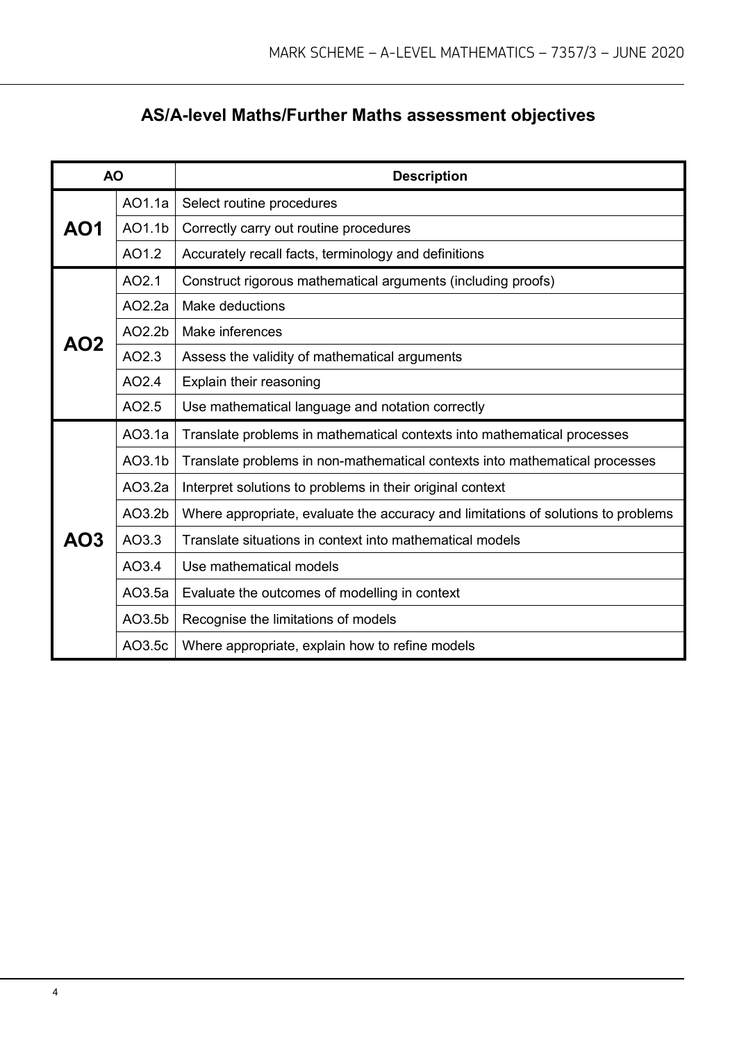## AS/A-level Maths/Further Maths assessment objectives

| AO | | Description |
|---|---|---|
| **AO1** | AO1.1a | Select routine procedures |
| | AO1.1b | Correctly carry out routine procedures |
| | AO1.2 | Accurately recall facts, terminology and definitions |
| **AO2** | AO2.1 | Construct rigorous mathematical arguments (including proofs) |
| | AO2.2a | Make deductions |
| | AO2.2b | Make inferences |
| | AO2.3 | Assess the validity of mathematical arguments |
| | AO2.4 | Explain their reasoning |
| | AO2.5 | Use mathematical language and notation correctly |
| **AO3** | AO3.1a | Translate problems in mathematical contexts into mathematical processes |
| | AO3.1b | Translate problems in non-mathematical contexts into mathematical processes |
| | AO3.2a | Interpret solutions to problems in their original context |
| | AO3.2b | Where appropriate, evaluate the accuracy and limitations of solutions to problems |
| | AO3.3 | Translate situations in context into mathematical models |
| | AO3.4 | Use mathematical models |
| | AO3.5a | Evaluate the outcomes of modelling in context |
| | AO3.5b | Recognise the limitations of models |
| | AO3.5c | Where appropriate, explain how to refine models |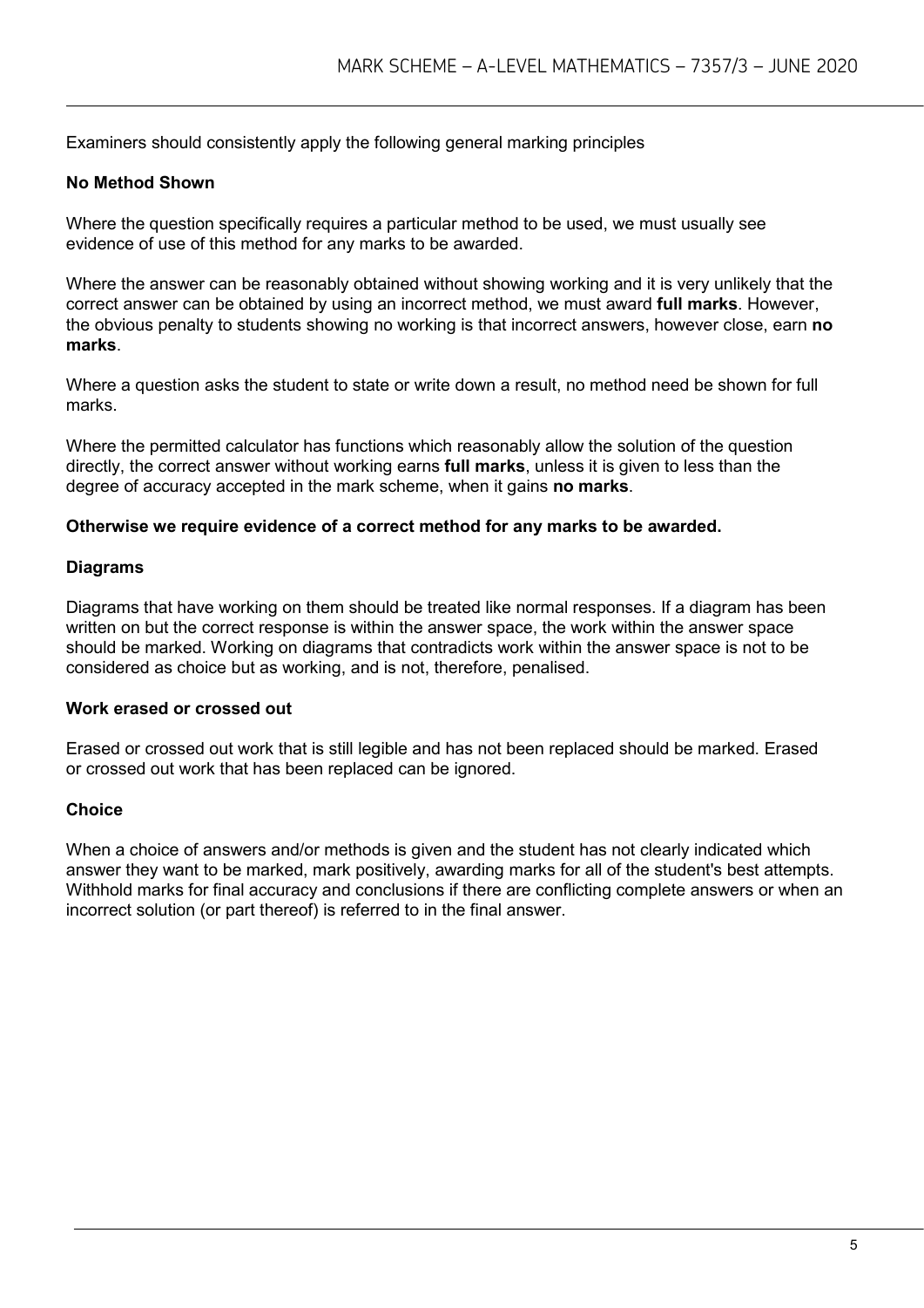Examiners should consistently apply the following general marking principles

**No Method Shown**

Where the question specifically requires a particular method to be used, we must usually see evidence of use of this method for any marks to be awarded.

Where the answer can be reasonably obtained without showing working and it is very unlikely that the correct answer can be obtained by using an incorrect method, we must award **full marks**. However, the obvious penalty to students showing no working is that incorrect answers, however close, earn **no marks**.

Where a question asks the student to state or write down a result, no method need be shown for full marks.

Where the permitted calculator has functions which reasonably allow the solution of the question directly, the correct answer without working earns **full marks**, unless it is given to less than the degree of accuracy accepted in the mark scheme, when it gains **no marks**.

**Otherwise we require evidence of a correct method for any marks to be awarded.**

**Diagrams**

Diagrams that have working on them should be treated like normal responses. If a diagram has been written on but the correct response is within the answer space, the work within the answer space should be marked. Working on diagrams that contradicts work within the answer space is not to be considered as choice but as working, and is not, therefore, penalised.

**Work erased or crossed out**

Erased or crossed out work that is still legible and has not been replaced should be marked. Erased or crossed out work that has been replaced can be ignored.

**Choice**

When a choice of answers and/or methods is given and the student has not clearly indicated which answer they want to be marked, mark positively, awarding marks for all of the student's best attempts. Withhold marks for final accuracy and conclusions if there are conflicting complete answers or when an incorrect solution (or part thereof) is referred to in the final answer.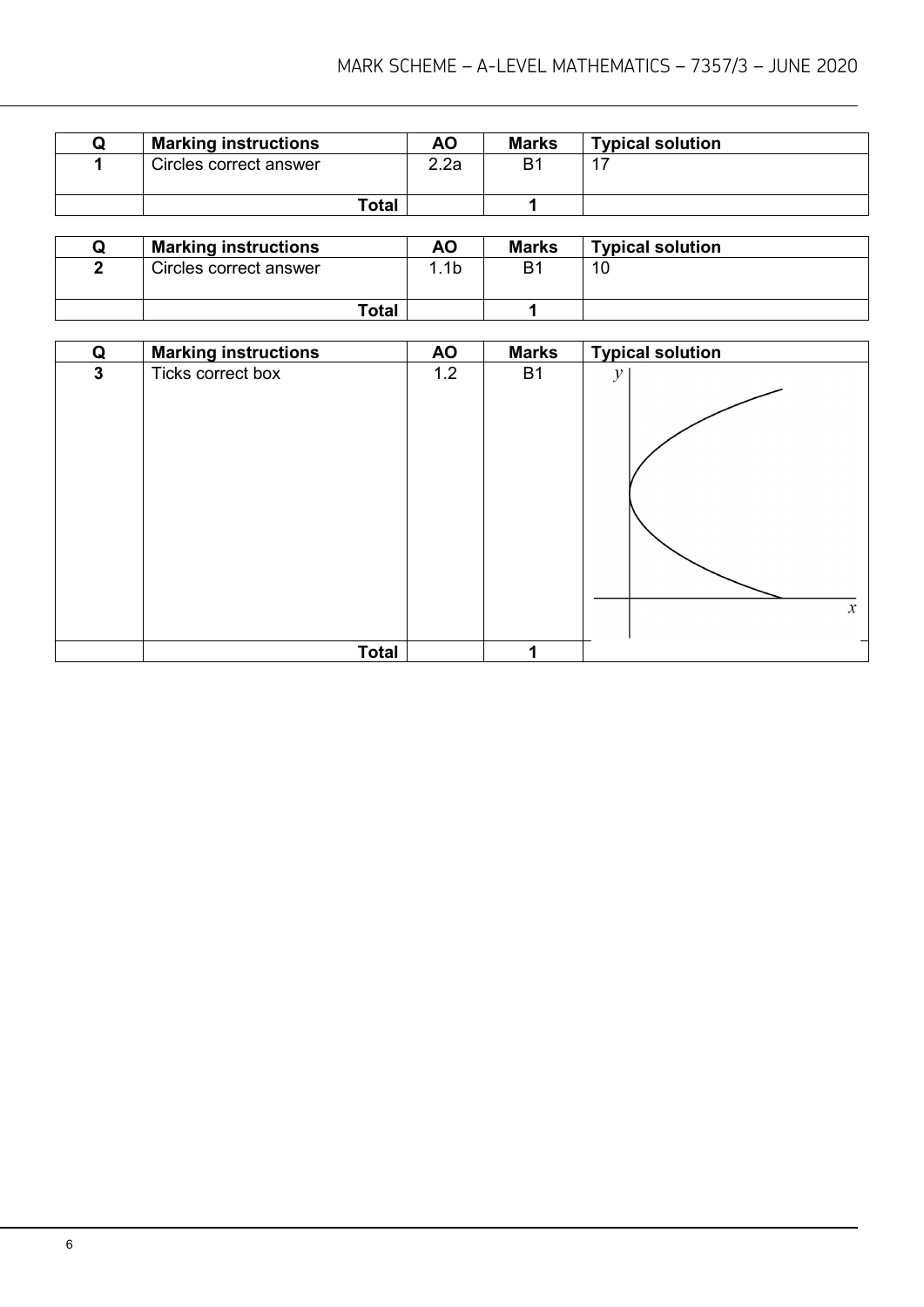| Q | Marking instructions | AO | Marks | Typical solution |
|---|---|---|---|---|
| 1 | Circles correct answer | 2.2a | B1 | 17 |
| | Total | | 1 | |

| Q | Marking instructions | AO | Marks | Typical solution |
|---|---|---|---|---|
| 2 | Circles correct answer | 1.1b | B1 | 10 |
| | Total | | 1 | |

| Q | Marking instructions | AO | Marks | Typical solution |
|---|---|---|---|---|
| 3 | Ticks correct box | 1.2 | B1 | |
| | Total | | 1 | |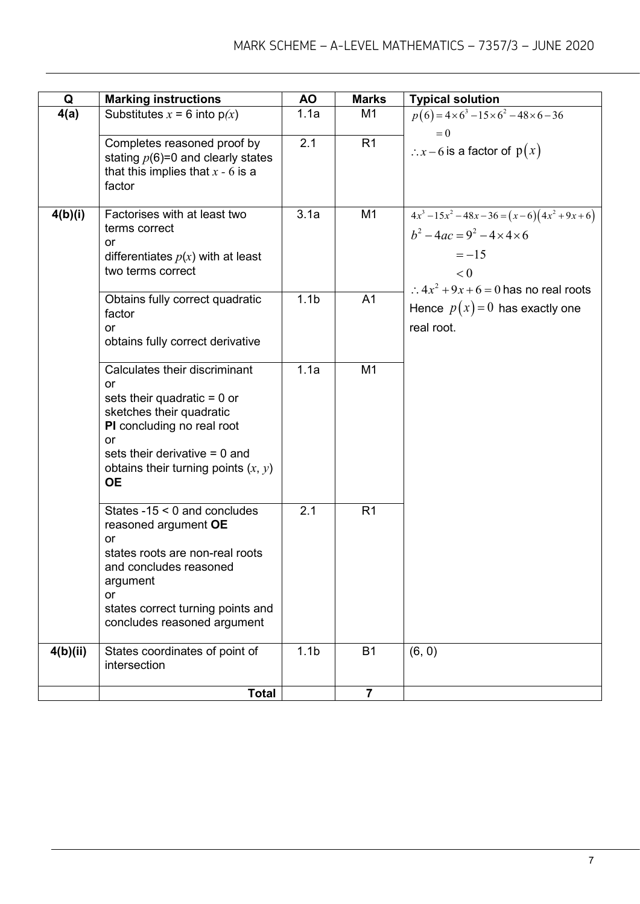| Q | Marking instructions | AO | Marks | Typical solution |
|---|---|---|---|---|
| 4(a) | Substitutes $x = 6$ into $p(x)$ | 1.1a | M1 | $p(6) = 4\times 6^3 - 15\times 6^2 - 48\times 6 - 36$ <br> $= 0$ <br> $\therefore x - 6$ is a factor of $p(x)$ |
| | Completes reasoned proof by stating $p(6)=0$ and clearly states that this implies that $x - 6$ is a factor | 2.1 | R1 | |
| 4(b)(i) | Factorises with at least two terms correct <br> or <br> differentiates $p(x)$ with at least two terms correct | 3.1a | M1 | $4x^3 - 15x^2 - 48x - 36 = (x-6)(4x^2 + 9x + 6)$ <br> $b^2 - 4ac = 9^2 - 4\times 4\times 6$ <br> $= -15$ <br> $< 0$ <br> $\therefore 4x^2 + 9x + 6 = 0$ has no real roots <br> Hence $p(x) = 0$ has exactly one real root. |
| | Obtains fully correct quadratic factor <br> or <br> obtains fully correct derivative | 1.1b | A1 | |
| | Calculates their discriminant <br> or <br> sets their quadratic = 0 or sketches their quadratic <br> **PI** concluding no real root <br> or <br> sets their derivative = 0 and obtains their turning points $(x, y)$ **OE** | 1.1a | M1 | |
| | States $-15 < 0$ and concludes reasoned argument **OE** <br> or <br> states roots are non-real roots and concludes reasoned argument <br> or <br> states correct turning points and concludes reasoned argument | 2.1 | R1 | |
| 4(b)(ii) | States coordinates of point of intersection | 1.1b | B1 | (6, 0) |
| | **Total** | | **7** | |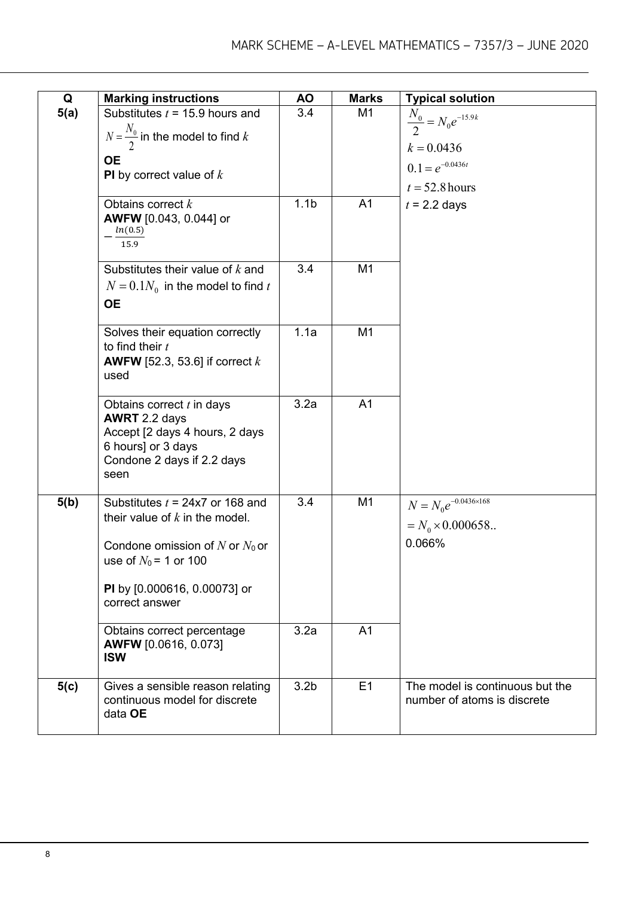| Q | Marking instructions | AO | Marks | Typical solution |
|---|---|---|---|---|
| 5(a) | Substitutes $t$ = 15.9 hours and $N = \frac{N_0}{2}$ in the model to find $k$<br>**OE**<br>**PI** by correct value of $k$ | 3.4 | M1 | $\frac{N_0}{2} = N_0 e^{-15.9k}$<br>$k = 0.0436$<br>$0.1 = e^{-0.0436t}$<br>$t = 52.8$ hours<br>$t$ = 2.2 days |
| | Obtains correct $k$<br>**AWFW** [0.043, 0.044] or $-\frac{ln(0.5)}{15.9}$ | 1.1b | A1 | |
| | Substitutes their value of $k$ and $N = 0.1N_0$ in the model to find $t$<br>**OE** | 3.4 | M1 | |
| | Solves their equation correctly to find their $t$<br>**AWFW** [52.3, 53.6] if correct $k$ used | 1.1a | M1 | |
| | Obtains correct $t$ in days<br>**AWRT** 2.2 days<br>Accept [2 days 4 hours, 2 days 6 hours] or 3 days<br>Condone 2 days if 2.2 days seen | 3.2a | A1 | |
| 5(b) | Substitutes $t$ = 24x7 or 168 and their value of $k$ in the model.<br><br>Condone omission of $N$ or $N_0$ or use of $N_0$ = 1 or 100<br><br>**PI** by [0.000616, 0.00073] or correct answer | 3.4 | M1 | $N = N_0 e^{-0.0436 \times 168}$<br>$= N_0 \times 0.000658..$<br>0.066% |
| | Obtains correct percentage<br>**AWFW** [0.0616, 0.073]<br>**ISW** | 3.2a | A1 | |
| 5(c) | Gives a sensible reason relating continuous model for discrete data **OE** | 3.2b | E1 | The model is continuous but the number of atoms is discrete |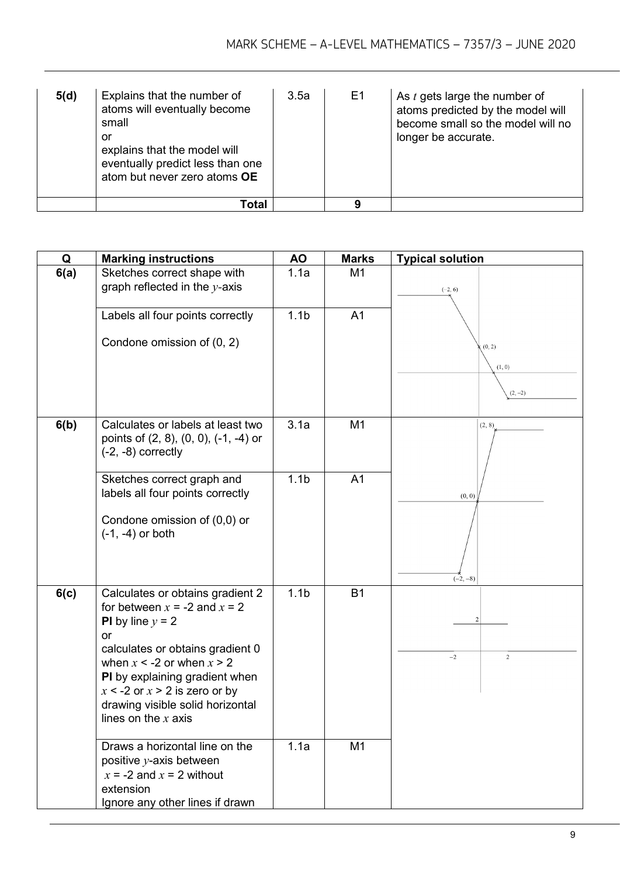| | | | | |
|---|---|---|---|---|
| **5(d)** | Explains that the number of atoms will eventually become small<br>or<br>explains that the model will eventually predict less than one atom but never zero atoms **OE** | 3.5a | E1 | As $t$ gets large the number of atoms predicted by the model will become small so the model will no longer be accurate. |
| | **Total** | | **9** | |

| Q | Marking instructions | AO | Marks | Typical solution |
|---|---|---|---|---|
| **6(a)** | Sketches correct shape with graph reflected in the $y$-axis | 1.1a | M1 | $(-2, 6)$, $(0, 2)$, $(1, 0)$, $(2, -2)$ |
| | Labels all four points correctly<br><br>Condone omission of (0, 2) | 1.1b | A1 | |
| **6(b)** | Calculates or labels at least two points of (2, 8), (0, 0), (-1, -4) or (-2, -8) correctly | 3.1a | M1 | $(2, 8)$, $(0, 0)$, $(-2, -8)$ |
| | Sketches correct graph and labels all four points correctly<br><br>Condone omission of (0,0) or (-1, -4) or both | 1.1b | A1 | |
| **6(c)** | Calculates or obtains gradient 2 for between $x$ = -2 and $x$ = 2<br>**PI** by line $y$ = 2<br>or<br>calculates or obtains gradient 0 when $x$ < -2 or when $x$ > 2<br>**PI** by explaining gradient when $x$ < -2 or $x$ > 2 is zero or by drawing visible solid horizontal lines on the $x$ axis | 1.1b | B1 | 2, $-2$, 2 |
| | Draws a horizontal line on the positive $y$-axis between $x$ = -2 and $x$ = 2 without extension<br>Ignore any other lines if drawn | 1.1a | M1 | |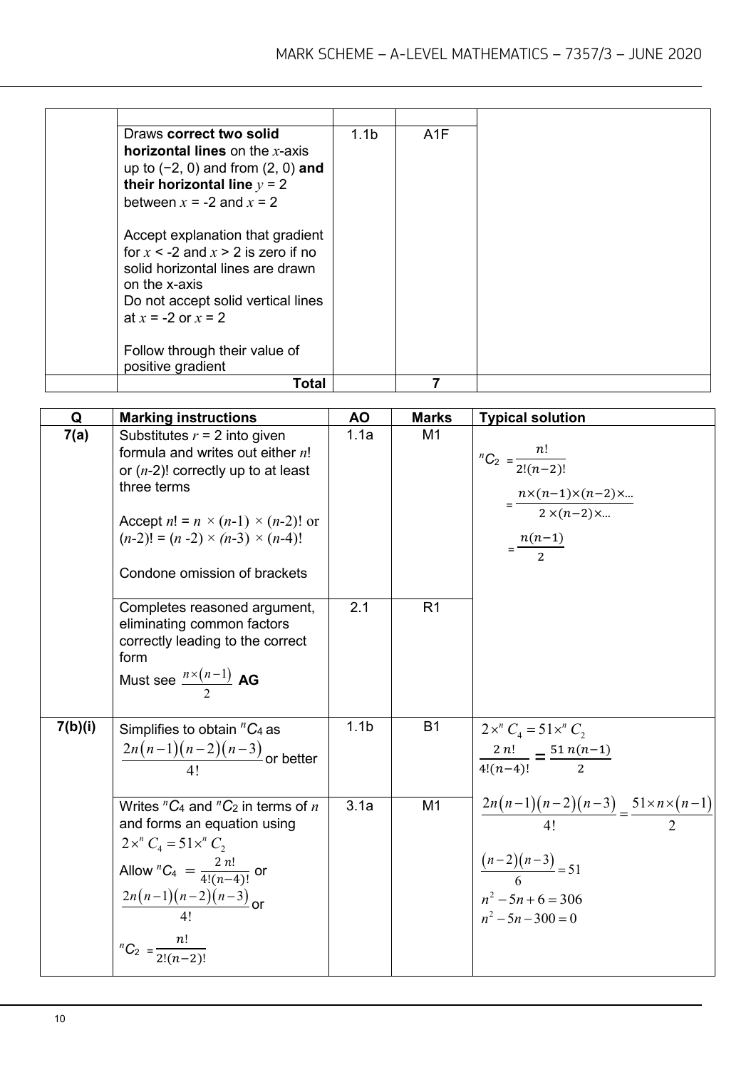| | | | | |
|---|---|---|---|---|
| | Draws **correct two solid horizontal lines** on the $x$-axis up to (−2, 0) and from (2, 0) **and their horizontal line** $y = 2$ between $x = -2$ and $x = 2$<br><br>Accept explanation that gradient for $x < -2$ and $x > 2$ is zero if no solid horizontal lines are drawn on the x-axis<br>Do not accept solid vertical lines at $x = -2$ or $x = 2$<br><br>Follow through their value of positive gradient | 1.1b | A1F | |
| | **Total** | | **7** | |

| Q | Marking instructions | AO | Marks | Typical solution |
|---|---|---|---|---|
| **7(a)** | Substitutes $r = 2$ into given formula and writes out either $n!$ or $(n-2)!$ correctly up to at least three terms<br><br>Accept $n! = n \times (n-1) \times (n-2)!$ or $(n-2)! = (n-2) \times (n-3) \times (n-4)!$<br><br>Condone omission of brackets | 1.1a | M1 | ${}^nC_2 = \frac{n!}{2!(n-2)!}$<br>$= \frac{n \times (n-1) \times (n-2) \times \ldots}{2 \times (n-2) \times \ldots}$<br>$= \frac{n(n-1)}{2}$ |
| | Completes reasoned argument, eliminating common factors correctly leading to the correct form<br>Must see $\frac{n \times (n-1)}{2}$ **AG** | 2.1 | R1 | |
| **7(b)(i)** | Simplifies to obtain ${}^nC_4$ as $\frac{2n(n-1)(n-2)(n-3)}{4!}$ or better | 1.1b | B1 | $2 \times {}^nC_4 = 51 \times {}^nC_2$<br>$\frac{2\,n!}{4!(n-4)!} = \frac{51\,n(n-1)}{2}$<br>$\frac{2n(n-1)(n-2)(n-3)}{4!} = \frac{51 \times n \times (n-1)}{2}$<br>$\frac{(n-2)(n-3)}{6} = 51$<br>$n^2 - 5n + 6 = 306$<br>$n^2 - 5n - 300 = 0$ |
| | Writes ${}^nC_4$ and ${}^nC_2$ in terms of $n$ and forms an equation using $2 \times {}^nC_4 = 51 \times {}^nC_2$<br>Allow ${}^nC_4 = \frac{2\,n!}{4!(n-4)!}$ or $\frac{2n(n-1)(n-2)(n-3)}{4!}$ or<br>${}^nC_2 = \frac{n!}{2!(n-2)!}$ | 3.1a | M1 | |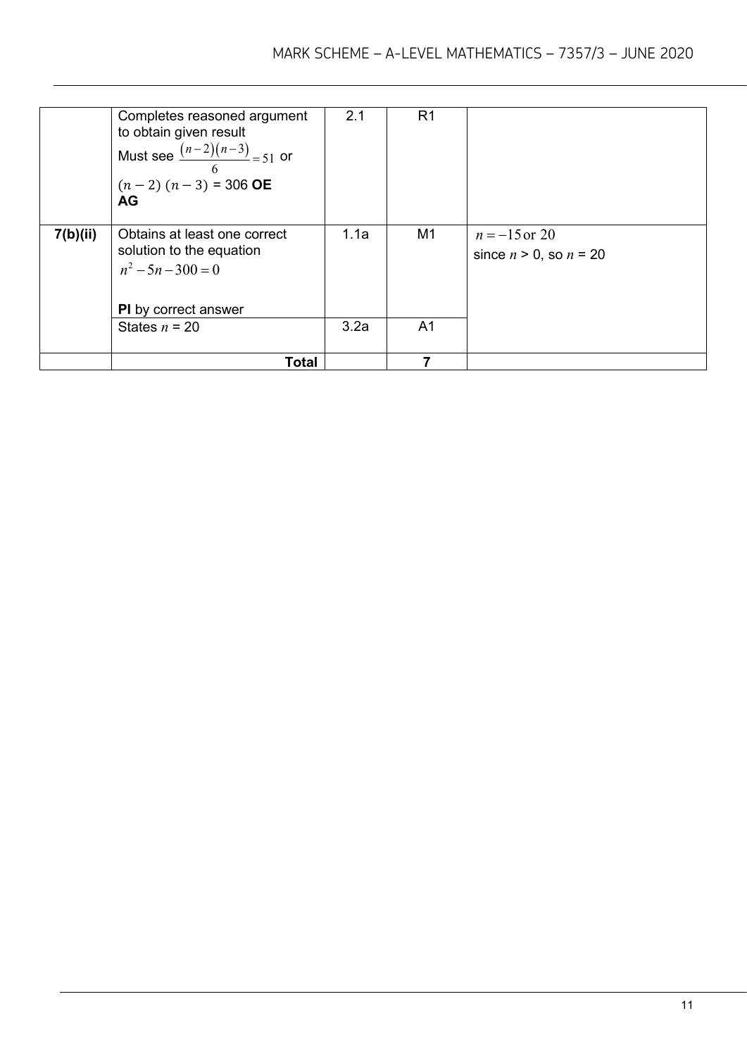| | | | | |
|---|---|---|---|---|
| | Completes reasoned argument to obtain given result<br>Must see $\frac{(n-2)(n-3)}{6}=51$ or<br>$(n-2)\,(n-3)$ = 306 **OE**<br>**AG** | 2.1 | R1 | |
| **7(b)(ii)** | Obtains at least one correct solution to the equation<br>$n^2-5n-300=0$<br><br>**PI** by correct answer | 1.1a | M1 | $n=-15$ or $20$<br>since $n > 0$, so $n = 20$ |
| | States $n = 20$ | 3.2a | A1 | |
| | **Total** | | **7** | |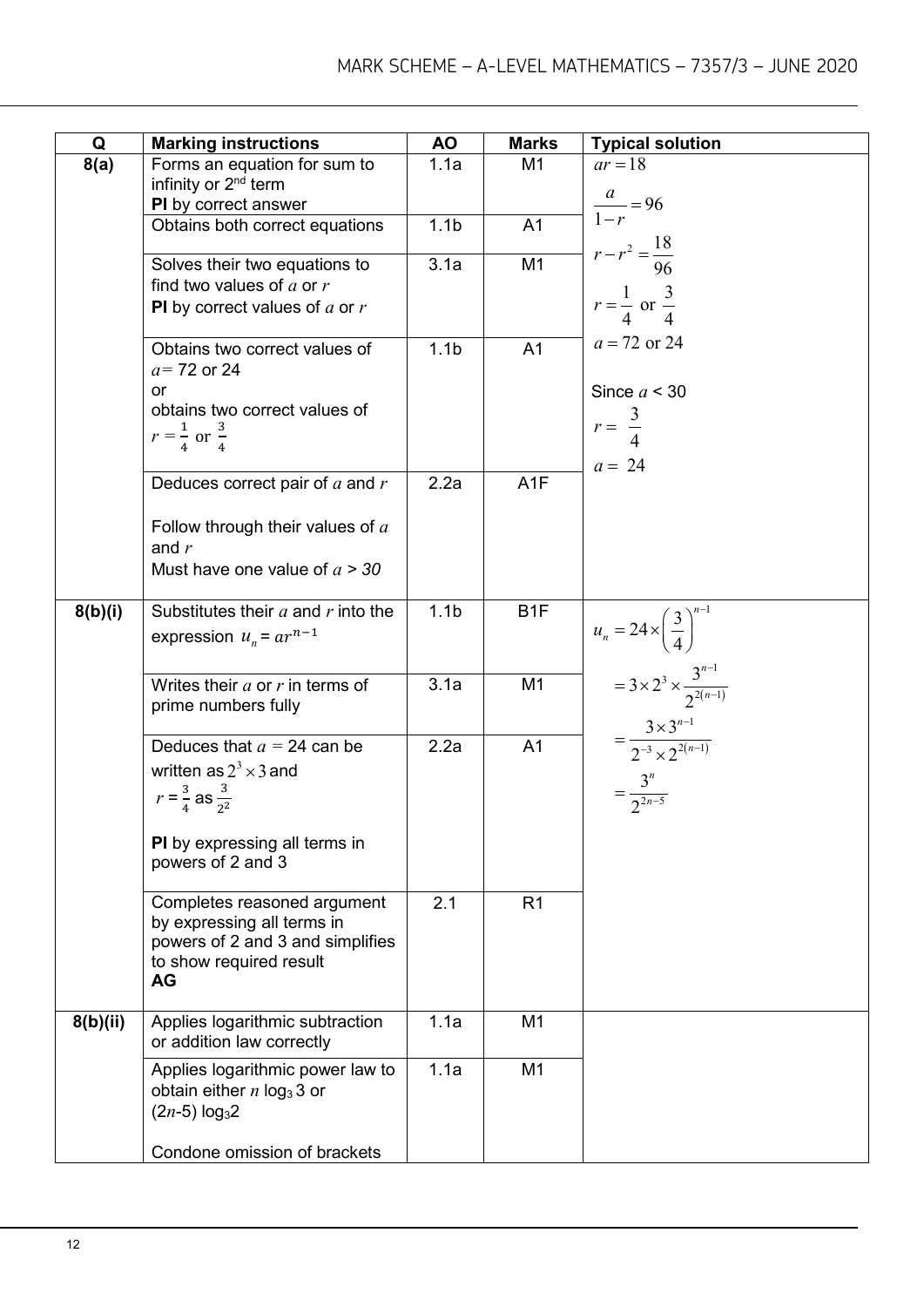| Q | Marking instructions | AO | Marks | Typical solution |
|---|---|---|---|---|
| 8(a) | Forms an equation for sum to infinity or 2nd term<br>**PI** by correct answer | 1.1a | M1 | $ar = 18$<br>$\frac{a}{1-r} = 96$<br>$r - r^2 = \frac{18}{96}$<br>$r = \frac{1}{4}$ or $\frac{3}{4}$<br>$a = 72$ or $24$<br>Since $a$ < 30<br>$r = \frac{3}{4}$<br>$a = 24$ |
| | Obtains both correct equations | 1.1b | A1 | |
| | Solves their two equations to find two values of $a$ or $r$<br>**PI** by correct values of $a$ or $r$ | 3.1a | M1 | |
| | Obtains two correct values of $a$= 72 or 24<br>or<br>obtains two correct values of $r = \frac{1}{4}$ or $\frac{3}{4}$ | 1.1b | A1 | |
| | Deduces correct pair of $a$ and $r$<br>Follow through their values of $a$ and $r$<br>Must have one value of $a > 30$ | 2.2a | A1F | |
| 8(b)(i) | Substitutes their $a$ and $r$ into the expression $u_n = ar^{n-1}$ | 1.1b | B1F | $u_n = 24 \times \left(\frac{3}{4}\right)^{n-1}$<br>$= 3 \times 2^3 \times \frac{3^{n-1}}{2^{2(n-1)}}$<br>$= \frac{3 \times 3^{n-1}}{2^{-3} \times 2^{2(n-1)}}$<br>$= \frac{3^n}{2^{2n-5}}$ |
| | Writes their $a$ or $r$ in terms of prime numbers fully | 3.1a | M1 | |
| | Deduces that $a = 24$ can be written as $2^3 \times 3$ and $r = \frac{3}{4}$ as $\frac{3}{2^2}$<br>**PI** by expressing all terms in powers of 2 and 3 | 2.2a | A1 | |
| | Completes reasoned argument by expressing all terms in powers of 2 and 3 and simplifies to show required result<br>**AG** | 2.1 | R1 | |
| 8(b)(ii) | Applies logarithmic subtraction or addition law correctly | 1.1a | M1 | |
| | Applies logarithmic power law to obtain either $n \log_3 3$ or $(2n\text{-}5) \log_3 2$<br>Condone omission of brackets | 1.1a | M1 | |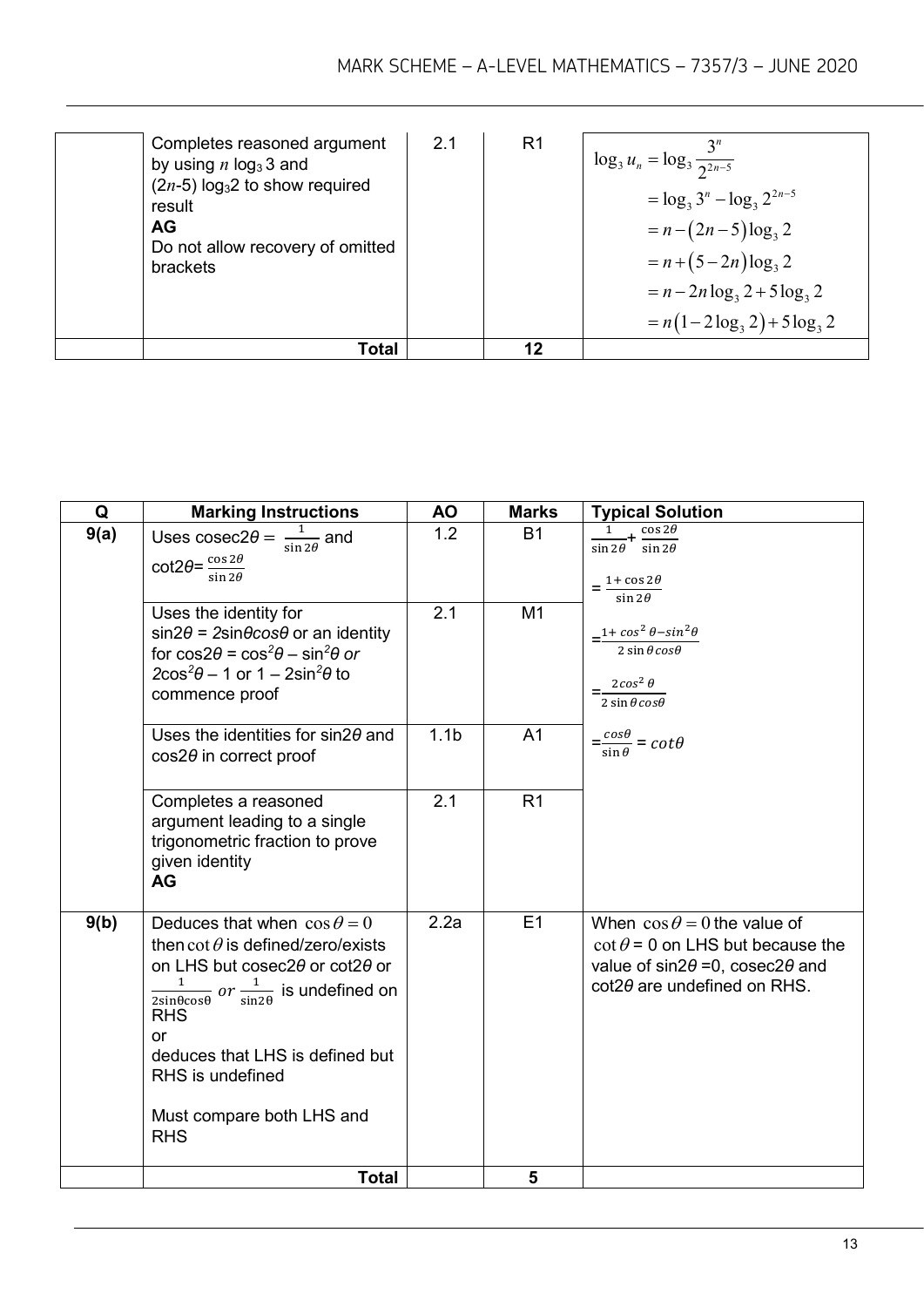| | Completes reasoned argument by using $n$ $\log_3 3$ and $(2n-5)$ $\log_3 2$ to show required result<br>**AG**<br>Do not allow recovery of omitted brackets | 2.1 | R1 | $\log_3 u_n = \log_3 \frac{3^n}{2^{2n-5}}$<br>$= \log_3 3^n - \log_3 2^{2n-5}$<br>$= n - (2n-5)\log_3 2$<br>$= n + (5-2n)\log_3 2$<br>$= n - 2n\log_3 2 + 5\log_3 2$<br>$= n(1 - 2\log_3 2) + 5\log_3 2$ |
|---|---|---|---|---|
| | **Total** | | **12** | |

| Q | Marking Instructions | AO | Marks | Typical Solution |
|---|---|---|---|---|
| **9(a)** | Uses $\text{cosec}2\theta = \frac{1}{\sin 2\theta}$ and $\cot 2\theta = \frac{\cos 2\theta}{\sin 2\theta}$ | 1.2 | B1 | $\frac{1}{\sin 2\theta} + \frac{\cos 2\theta}{\sin 2\theta}$<br>$= \frac{1 + \cos 2\theta}{\sin 2\theta}$<br>$= \frac{1 + \cos^2\theta - \sin^2\theta}{2\sin\theta\cos\theta}$<br>$= \frac{2\cos^2\theta}{2\sin\theta\cos\theta}$<br>$= \frac{\cos\theta}{\sin\theta} = \cot\theta$ |
| | Uses the identity for $\sin 2\theta = 2\sin\theta\cos\theta$ or an identity for $\cos 2\theta = \cos^2\theta - \sin^2\theta$ *or* $2\cos^2\theta - 1$ or $1 - 2\sin^2\theta$ to commence proof | 2.1 | M1 | |
| | Uses the identities for $\sin 2\theta$ and $\cos 2\theta$ in correct proof | 1.1b | A1 | |
| | Completes a reasoned argument leading to a single trigonometric fraction to prove given identity<br>**AG** | 2.1 | R1 | |
| **9(b)** | Deduces that when $\cos\theta = 0$ then $\cot\theta$ is defined/zero/exists on LHS but $\text{cosec}2\theta$ or $\cot 2\theta$ or $\frac{1}{2\sin\theta\cos\theta}$ *or* $\frac{1}{\sin 2\theta}$ is undefined on RHS<br>or<br>deduces that LHS is defined but RHS is undefined<br><br>Must compare both LHS and RHS | 2.2a | E1 | When $\cos\theta = 0$ the value of $\cot\theta = 0$ on LHS but because the value of $\sin 2\theta = 0$, $\text{cosec}2\theta$ and $\cot 2\theta$ are undefined on RHS. |
| | **Total** | | **5** | |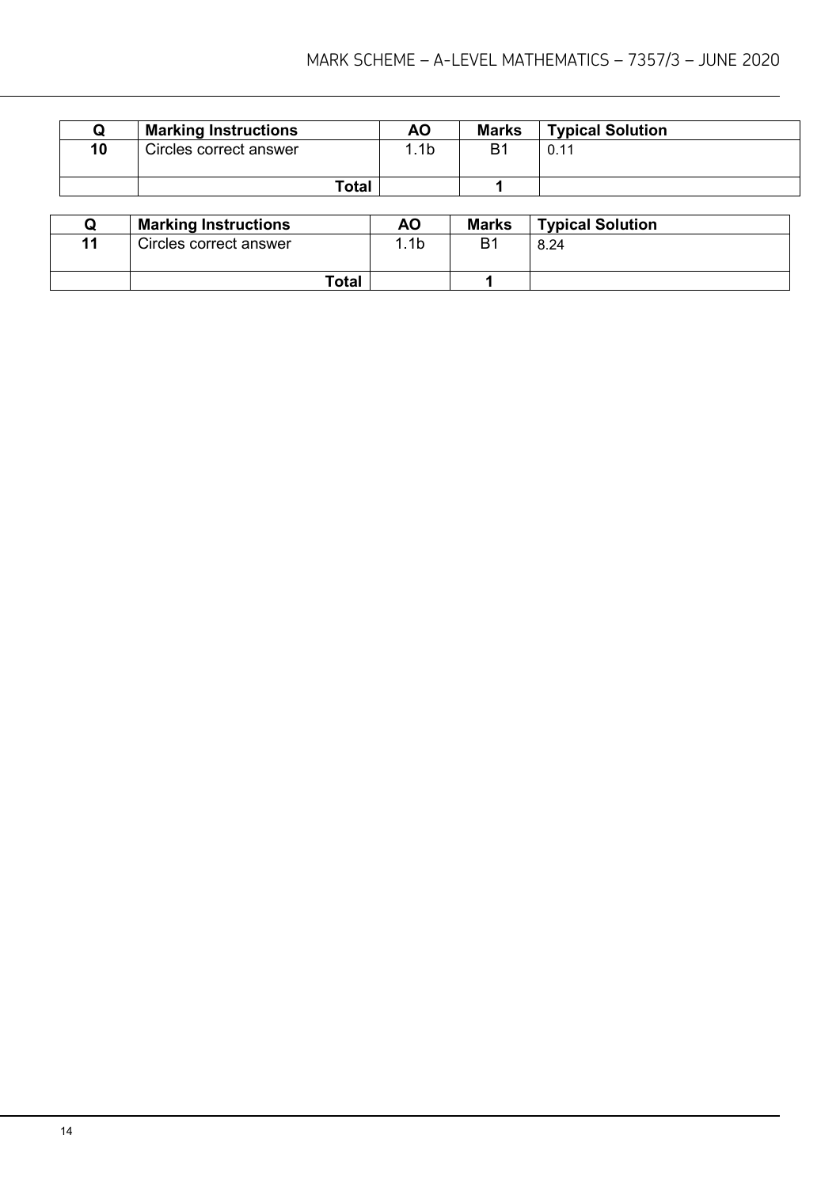| Q | Marking Instructions | AO | Marks | Typical Solution |
|---|---|---|---|---|
| **10** | Circles correct answer | 1.1b | B1 | 0.11 |
| | **Total** | | **1** | |

| Q | Marking Instructions | AO | Marks | Typical Solution |
|---|---|---|---|---|
| **11** | Circles correct answer | 1.1b | B1 | 8.24 |
| | **Total** | | **1** | |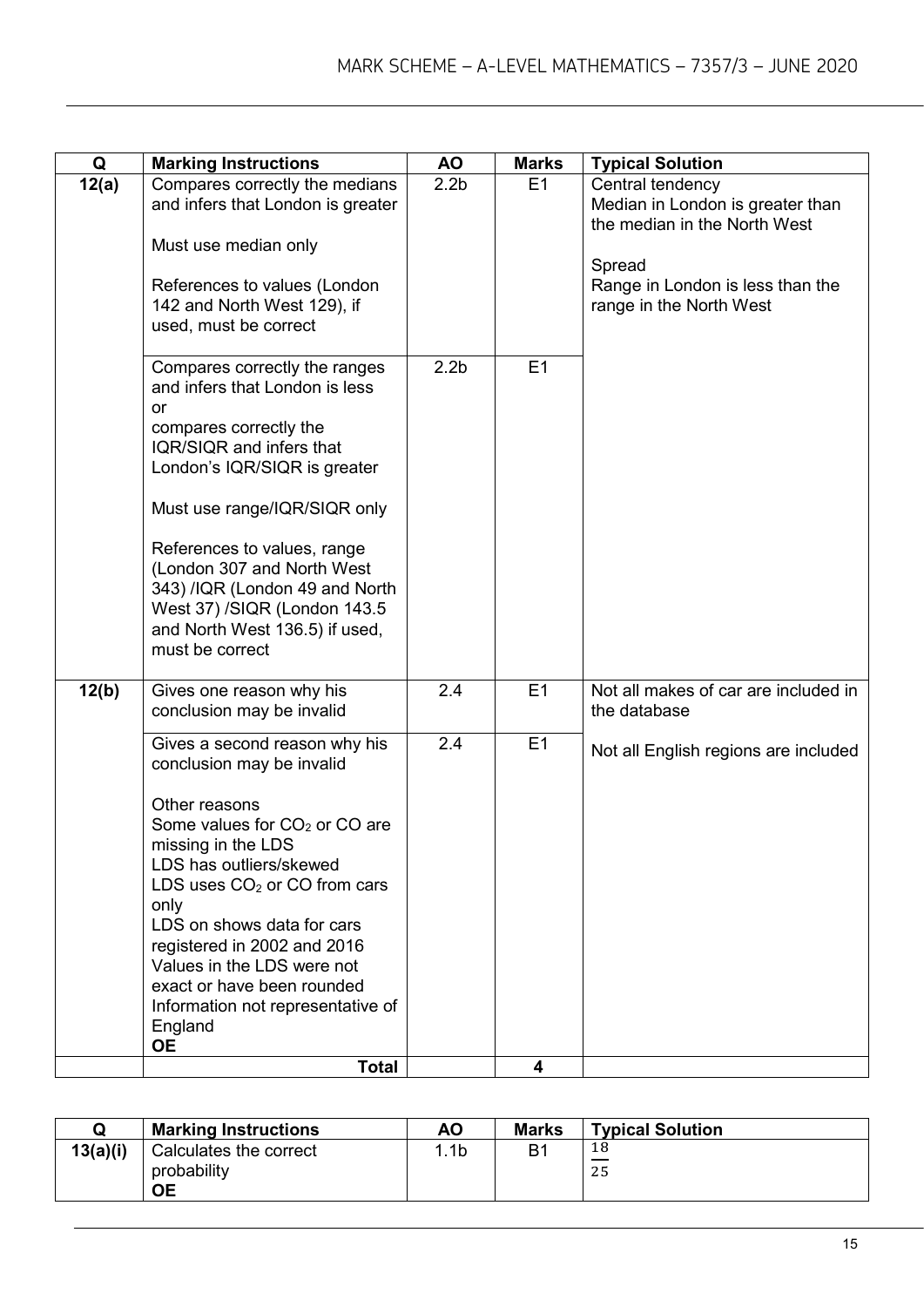| Q | Marking Instructions | AO | Marks | Typical Solution |
|---|---|---|---|---|
| 12(a) | Compares correctly the medians and infers that London is greater<br><br>Must use median only<br><br>References to values (London 142 and North West 129), if used, must be correct | 2.2b | E1 | Central tendency<br>Median in London is greater than the median in the North West<br><br>Spread<br>Range in London is less than the range in the North West |
| | Compares correctly the ranges and infers that London is less<br>or<br>compares correctly the IQR/SIQR and infers that London's IQR/SIQR is greater<br><br>Must use range/IQR/SIQR only<br><br>References to values, range (London 307 and North West 343) /IQR (London 49 and North West 37) /SIQR (London 143.5 and North West 136.5) if used, must be correct | 2.2b | E1 | |
| 12(b) | Gives one reason why his conclusion may be invalid | 2.4 | E1 | Not all makes of car are included in the database |
| | Gives a second reason why his conclusion may be invalid<br><br>Other reasons<br>Some values for $CO_2$ or CO are missing in the LDS<br>LDS has outliers/skewed<br>LDS uses $CO_2$ or CO from cars only<br>LDS on shows data for cars registered in 2002 and 2016<br>Values in the LDS were not exact or have been rounded<br>Information not representative of England<br>**OE** | 2.4 | E1 | Not all English regions are included |
| | **Total** | | **4** | |

| Q | Marking Instructions | AO | Marks | Typical Solution |
|---|---|---|---|---|
| 13(a)(i) | Calculates the correct probability<br>**OE** | 1.1b | B1 | $\frac{18}{25}$ |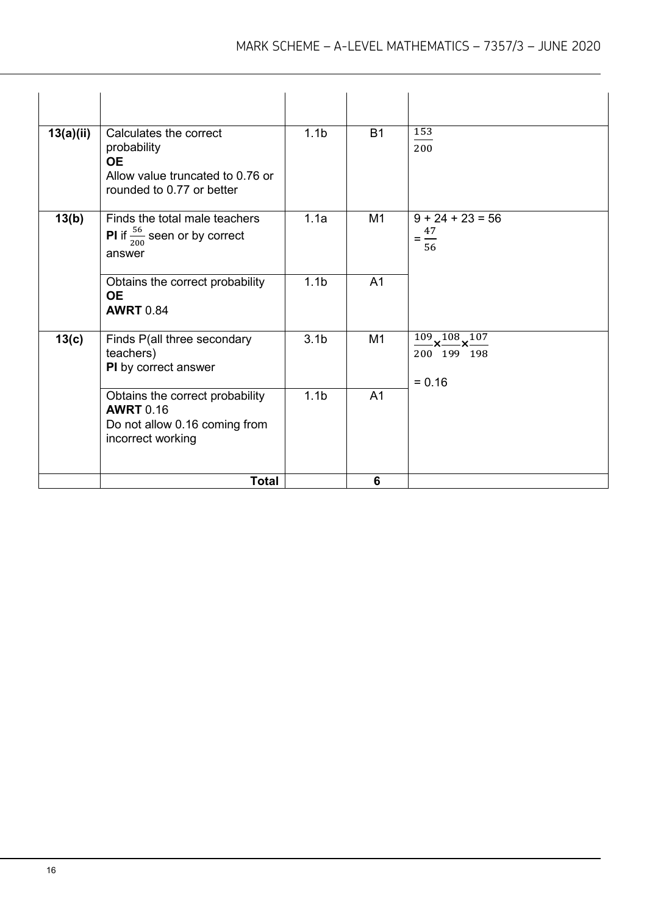| | | | | |
|---|---|---|---|---|
| | | | | |
| 13(a)(ii) | Calculates the correct probability<br>**OE**<br>Allow value truncated to 0.76 or rounded to 0.77 or better | 1.1b | B1 | $\frac{153}{200}$ |
| 13(b) | Finds the total male teachers<br>**PI** if $\frac{56}{200}$ seen or by correct answer | 1.1a | M1 | $9 + 24 + 23 = 56$<br>$= \frac{47}{56}$ |
| | Obtains the correct probability<br>**OE**<br>**AWRT** 0.84 | 1.1b | A1 | |
| 13(c) | Finds P(all three secondary teachers)<br>**PI** by correct answer | 3.1b | M1 | $\frac{109}{200} \times \frac{108}{199} \times \frac{107}{198}$<br><br>$= 0.16$ |
| | Obtains the correct probability<br>**AWRT** 0.16<br>Do not allow 0.16 coming from incorrect working | 1.1b | A1 | |
| | **Total** | | **6** | |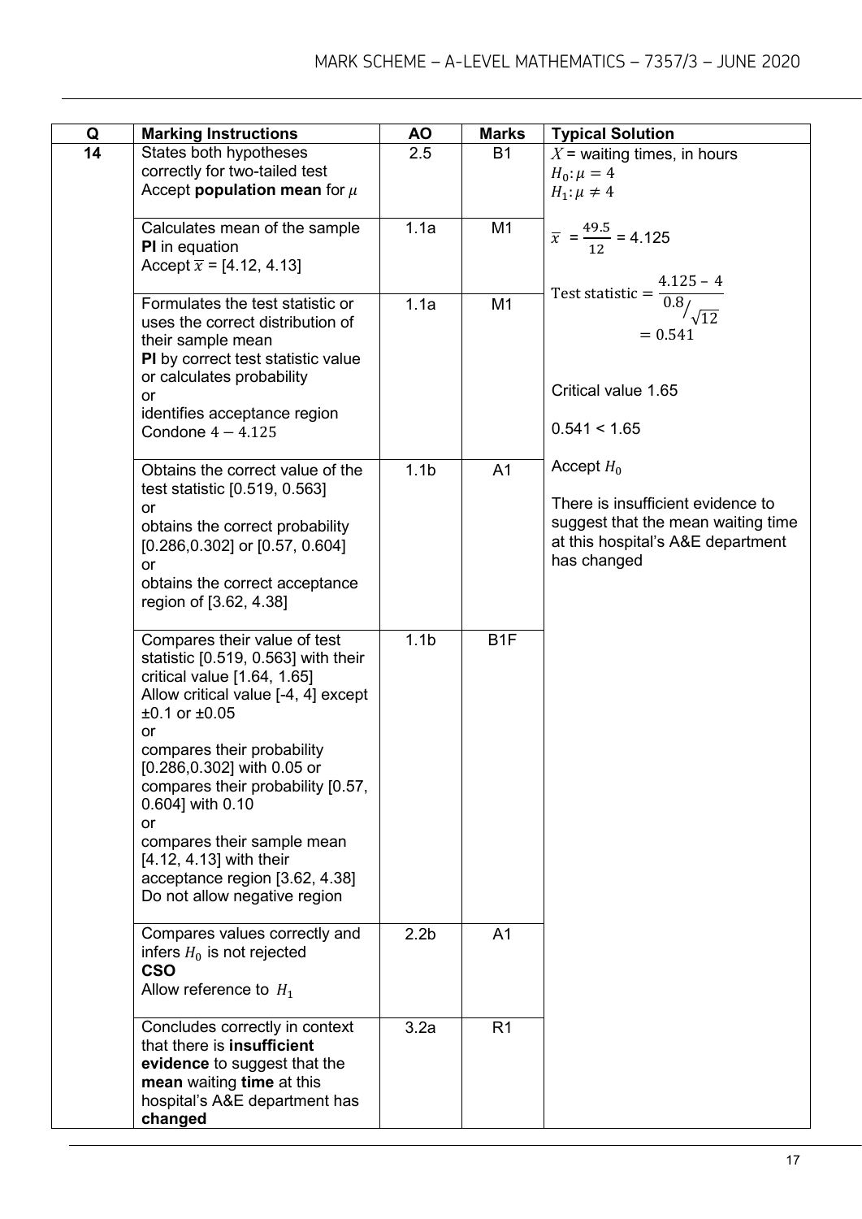| Q | Marking Instructions | AO | Marks | Typical Solution |
|---|---|---|---|---|
| 14 | States both hypotheses correctly for two-tailed test<br>Accept **population mean** for $\mu$ | 2.5 | B1 | $X$ = waiting times, in hours<br>$H_0: \mu = 4$<br>$H_1: \mu \neq 4$ |
| | Calculates mean of the sample<br>**PI** in equation<br>Accept $\bar{x}$ = [4.12, 4.13] | 1.1a | M1 | $\bar{x} = \frac{49.5}{12} = 4.125$ |
| | Formulates the test statistic or uses the correct distribution of their sample mean<br>**PI** by correct test statistic value or calculates probability<br>or<br>identifies acceptance region<br>Condone $4 - 4.125$ | 1.1a | M1 | $\text{Test statistic} = \frac{4.125 - 4}{0.8/\sqrt{12}}$<br>$= 0.541$<br><br>Critical value 1.65<br><br>0.541 < 1.65 |
| | Obtains the correct value of the test statistic [0.519, 0.563]<br>or<br>obtains the correct probability [0.286,0.302] or [0.57, 0.604]<br>or<br>obtains the correct acceptance region of [3.62, 4.38] | 1.1b | A1 | Accept $H_0$<br><br>There is insufficient evidence to suggest that the mean waiting time at this hospital's A&E department has changed |
| | Compares their value of test statistic [0.519, 0.563] with their critical value [1.64, 1.65]<br>Allow critical value [-4, 4] except ±0.1 or ±0.05<br>or<br>compares their probability [0.286,0.302] with 0.05 or compares their probability [0.57, 0.604] with 0.10<br>or<br>compares their sample mean [4.12, 4.13] with their acceptance region [3.62, 4.38]<br>Do not allow negative region | 1.1b | B1F | |
| | Compares values correctly and infers $H_0$ is not rejected<br>**CSO**<br>Allow reference to $H_1$ | 2.2b | A1 | |
| | Concludes correctly in context that there is **insufficient evidence** to suggest that the **mean** waiting **time** at this hospital's A&E department has **changed** | 3.2a | R1 | |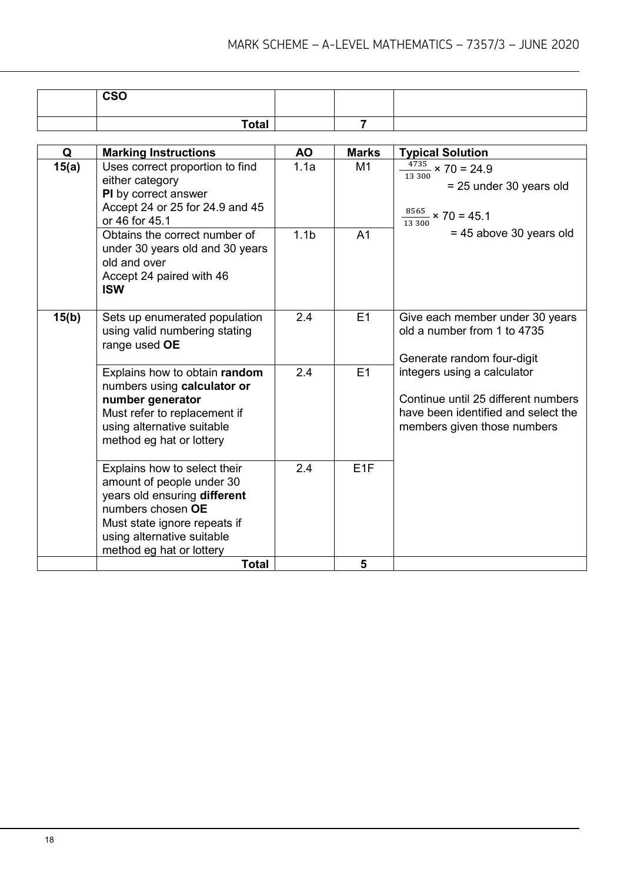| | CSO | | | |
|---|---|---|---|---|
| | **Total** | | **7** | |

| Q | Marking Instructions | AO | Marks | Typical Solution |
|---|---|---|---|---|
| **15(a)** | Uses correct proportion to find either category<br>**PI** by correct answer<br>Accept 24 or 25 for 24.9 and 45 or 46 for 45.1 | 1.1a | M1 | $\frac{4735}{13\ 300} \times 70 = 24.9$<br>= 25 under 30 years old<br><br>$\frac{8565}{13\ 300} \times 70 = 45.1$<br>= 45 above 30 years old |
| | Obtains the correct number of under 30 years old and 30 years old and over<br>Accept 24 paired with 46<br>**ISW** | 1.1b | A1 | |
| **15(b)** | Sets up enumerated population using valid numbering stating range used **OE** | 2.4 | E1 | Give each member under 30 years old a number from 1 to 4735<br><br>Generate random four-digit integers using a calculator<br><br>Continue until 25 different numbers have been identified and select the members given those numbers |
| | Explains how to obtain **random** numbers using **calculator or number generator**<br>Must refer to replacement if using alternative suitable method eg hat or lottery | 2.4 | E1 | |
| | Explains how to select their amount of people under 30 years old ensuring **different** numbers chosen **OE**<br>Must state ignore repeats if using alternative suitable method eg hat or lottery | 2.4 | E1F | |
| | **Total** | | **5** | |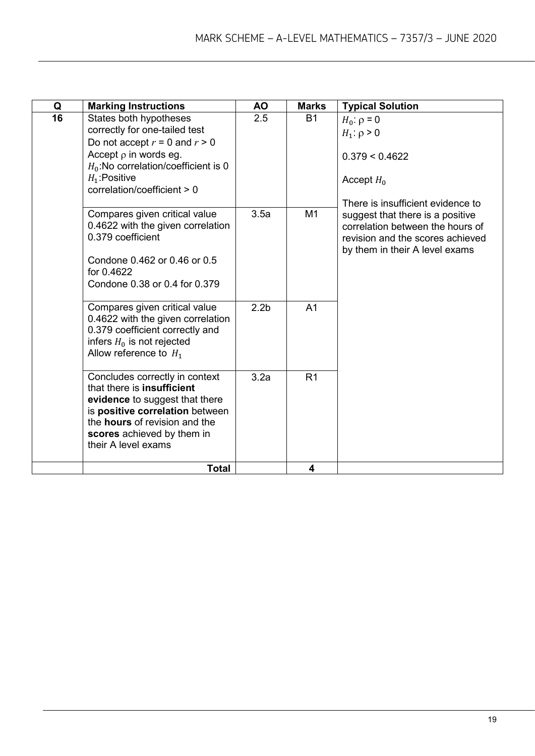| Q | Marking Instructions | AO | Marks | Typical Solution |
|---|---|---|---|---|
| **16** | States both hypotheses correctly for one-tailed test<br>Do not accept $r$ = 0 and $r$ > 0<br>Accept $\rho$ in words eg.<br>$H_0$:No correlation/coefficient is 0<br>$H_1$:Positive correlation/coefficient > 0 | 2.5 | B1 | $H_0$: $\rho$ = 0<br>$H_1$: $\rho$ > 0<br><br>0.379 < 0.4622<br><br>Accept $H_0$<br><br>There is insufficient evidence to suggest that there is a positive correlation between the hours of revision and the scores achieved by them in their A level exams |
| | Compares given critical value 0.4622 with the given correlation 0.379 coefficient<br><br>Condone 0.462 or 0.46 or 0.5 for 0.4622<br>Condone 0.38 or 0.4 for 0.379 | 3.5a | M1 | |
| | Compares given critical value 0.4622 with the given correlation 0.379 coefficient correctly and infers $H_0$ is not rejected<br>Allow reference to $H_1$ | 2.2b | A1 | |
| | Concludes correctly in context that there is **insufficient evidence** to suggest that there is **positive correlation** between the **hours** of revision and the **scores** achieved by them in their A level exams | 3.2a | R1 | |
| | **Total** | | **4** | |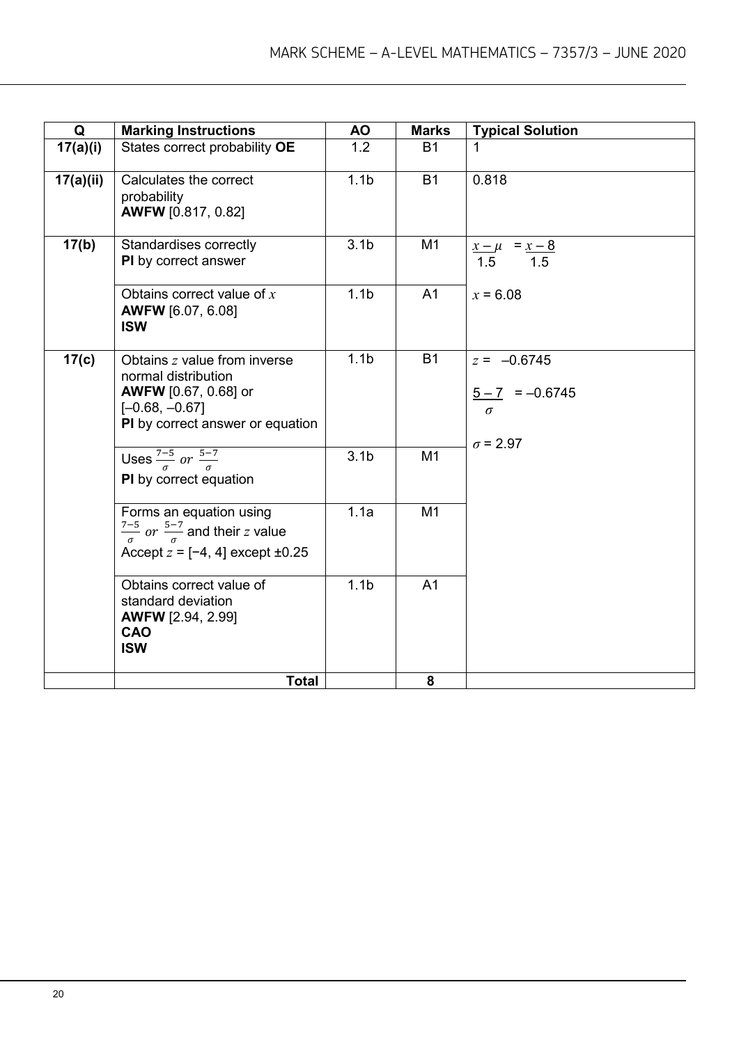| Q | Marking Instructions | AO | Marks | Typical Solution |
|---|---|---|---|---|
| **17(a)(i)** | States correct probability **OE** | 1.2 | B1 | 1 |
| **17(a)(ii)** | Calculates the correct probability **AWFW** [0.817, 0.82] | 1.1b | B1 | 0.818 |
| **17(b)** | Standardises correctly **PI** by correct answer | 3.1b | M1 | $\frac{x-\mu}{1.5} = \frac{x-8}{1.5}$ |
| | Obtains correct value of $x$ **AWFW** [6.07, 6.08] **ISW** | 1.1b | A1 | $x = 6.08$ |
| **17(c)** | Obtains $z$ value from inverse normal distribution **AWFW** [0.67, 0.68] or [–0.68, –0.67] **PI** by correct answer or equation | 1.1b | B1 | $z = -0.6745$<br><br>$\frac{5-7}{\sigma} = -0.6745$<br><br>$\sigma = 2.97$ |
| | Uses $\frac{7-5}{\sigma}$ *or* $\frac{5-7}{\sigma}$ **PI** by correct equation | 3.1b | M1 | |
| | Forms an equation using $\frac{7-5}{\sigma}$ *or* $\frac{5-7}{\sigma}$ and their $z$ value Accept $z = [-4, 4]$ except $\pm 0.25$ | 1.1a | M1 | |
| | Obtains correct value of standard deviation **AWFW** [2.94, 2.99] **CAO** **ISW** | 1.1b | A1 | |
| | **Total** | | **8** | |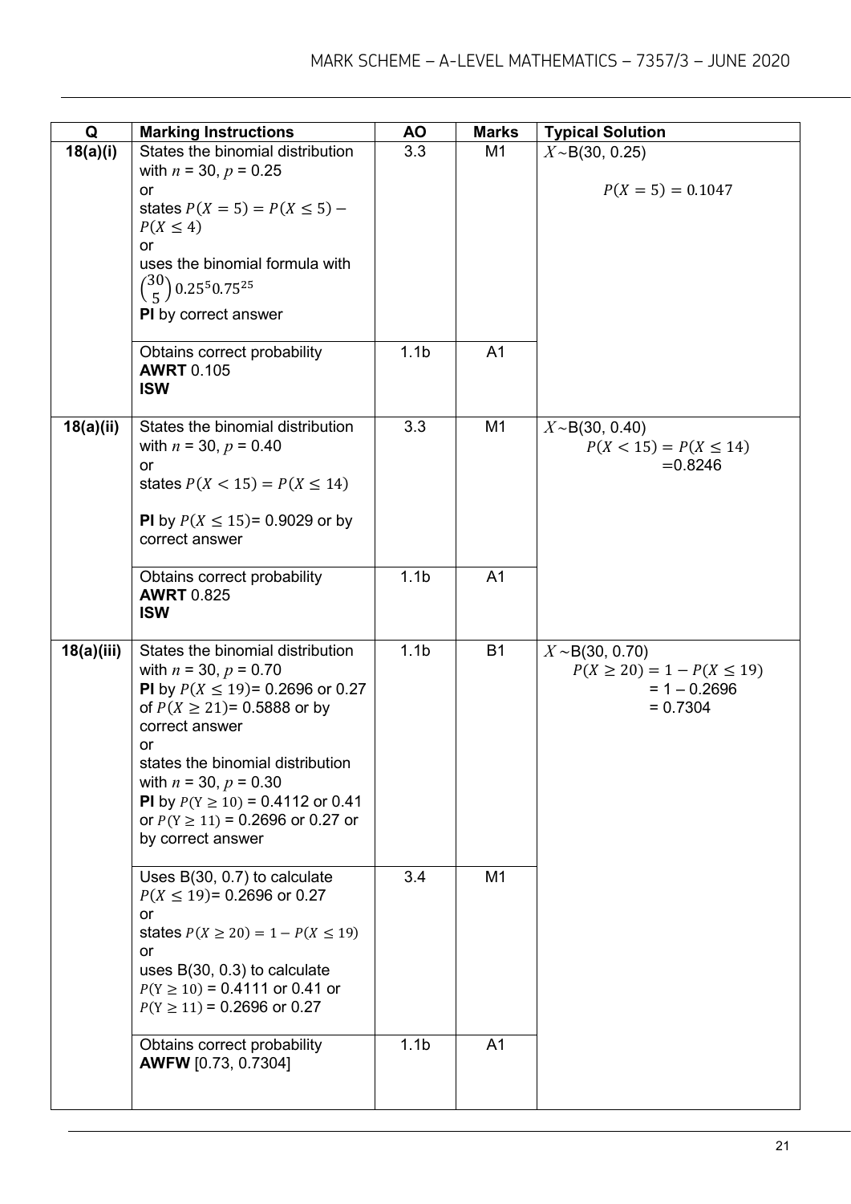| Q | Marking Instructions | AO | Marks | Typical Solution |
|---|---|---|---|---|
| **18(a)(i)** | States the binomial distribution with $n$ = 30, $p$ = 0.25<br>or<br>states $P(X = 5) = P(X \leq 5) - P(X \leq 4)$<br>or<br>uses the binomial formula with $\binom{30}{5} 0.25^5 0.75^{25}$<br>**PI** by correct answer | 3.3 | M1 | $X \sim$B(30, 0.25)<br><br>$P(X = 5) = 0.1047$ |
| | Obtains correct probability<br>**AWRT** 0.105<br>**ISW** | 1.1b | A1 | |
| **18(a)(ii)** | States the binomial distribution with $n$ = 30, $p$ = 0.40<br>or<br>states $P(X < 15) = P(X \leq 14)$<br><br>**PI** by $P(X \leq 15)$= 0.9029 or by correct answer | 3.3 | M1 | $X \sim$B(30, 0.40)<br>$P(X < 15) = P(X \leq 14)$<br>$=$0.8246 |
| | Obtains correct probability<br>**AWRT** 0.825<br>**ISW** | 1.1b | A1 | |
| **18(a)(iii)** | States the binomial distribution with $n$ = 30, $p$ = 0.70<br>**PI** by $P(X \leq 19)$= 0.2696 or 0.27 of $P(X \geq 21)$= 0.5888 or by correct answer<br>or<br>states the binomial distribution with $n$ = 30, $p$ = 0.30<br>**PI** by $P(Y \geq 10)$ = 0.4112 or 0.41 or $P(Y \geq 11)$ = 0.2696 or 0.27 or by correct answer | 1.1b | B1 | $X \sim$B(30, 0.70)<br>$P(X \geq 20) = 1 - P(X \leq 19)$<br>= 1 – 0.2696<br>= 0.7304 |
| | Uses B(30, 0.7) to calculate $P(X \leq 19)$= 0.2696 or 0.27<br>or<br>states $P(X \geq 20) = 1 - P(X \leq 19)$<br>or<br>uses B(30, 0.3) to calculate $P(Y \geq 10)$ = 0.4111 or 0.41 or $P(Y \geq 11)$ = 0.2696 or 0.27 | 3.4 | M1 | |
| | Obtains correct probability<br>**AWFW** [0.73, 0.7304] | 1.1b | A1 | |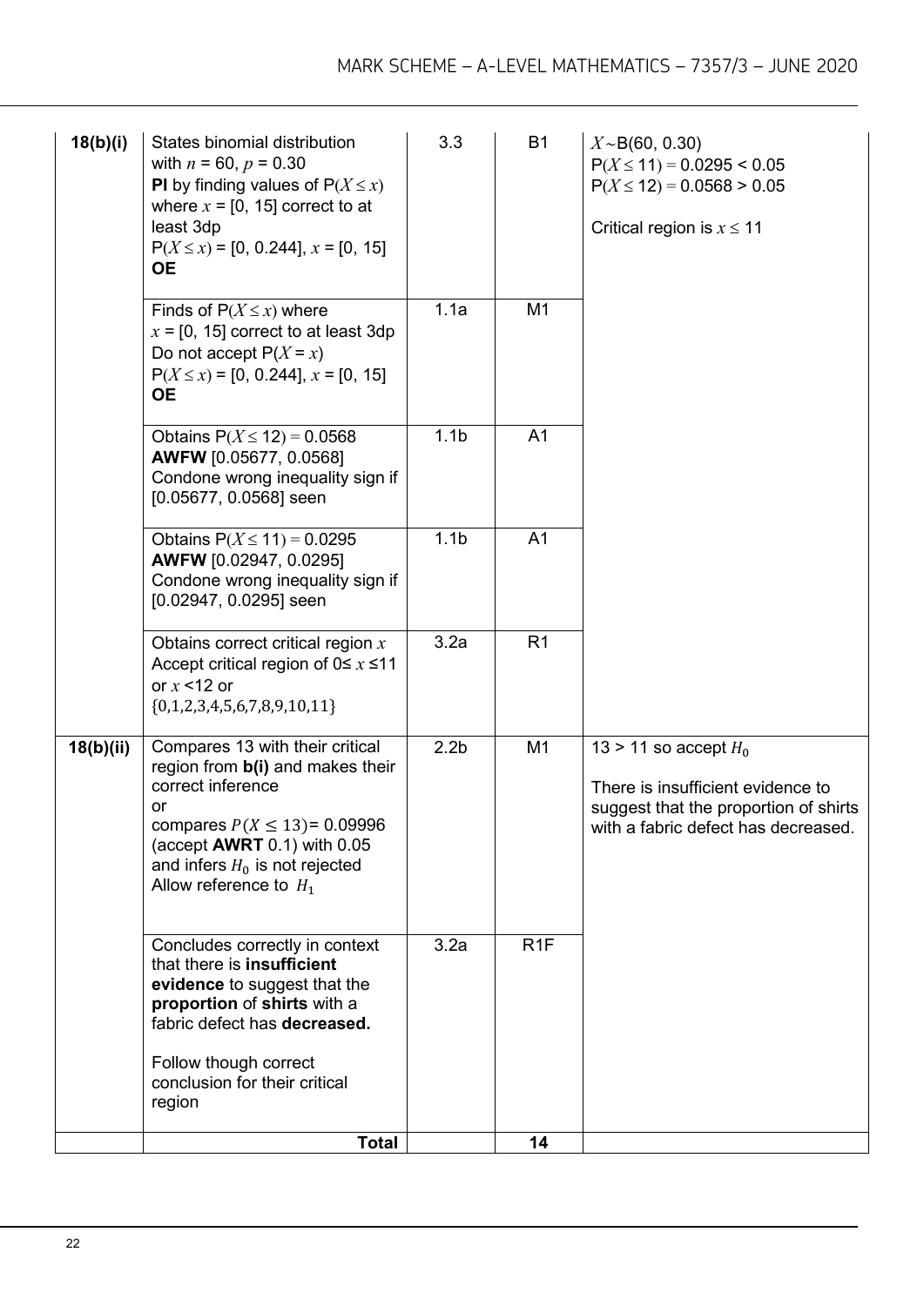| | | | | |
|---|---|---|---|---|
| 18(b)(i) | States binomial distribution with $n$ = 60, $p$ = 0.30<br>**PI** by finding values of P($X \leq x$) where $x$ = [0, 15] correct to at least 3dp<br>P($X \leq x$) = [0, 0.244], $x$ = [0, 15]<br>**OE** | 3.3 | B1 | $X$~B(60, 0.30)<br>P($X \leq$ 11) = 0.0295 < 0.05<br>P($X \leq$ 12) = 0.0568 > 0.05<br><br>Critical region is $x \leq$ 11 |
| | Finds of P($X \leq x$) where $x$ = [0, 15] correct to at least 3dp<br>Do not accept P($X$ = $x$)<br>P($X \leq x$) = [0, 0.244], $x$ = [0, 15]<br>**OE** | 1.1a | M1 | |
| | Obtains P($X \leq$ 12) = 0.0568<br>**AWFW** [0.05677, 0.0568]<br>Condone wrong inequality sign if [0.05677, 0.0568] seen | 1.1b | A1 | |
| | Obtains P($X \leq$ 11) = 0.0295<br>**AWFW** [0.02947, 0.0295]<br>Condone wrong inequality sign if [0.02947, 0.0295] seen | 1.1b | A1 | |
| | Obtains correct critical region $x$<br>Accept critical region of 0≤ $x$ ≤11 or $x$ <12 or<br>$\{0,1,2,3,4,5,6,7,8,9,10,11\}$ | 3.2a | R1 | |
| 18(b)(ii) | Compares 13 with their critical region from **b(i)** and makes their correct inference<br>or<br>compares $P(X \leq 13)$= 0.09996 (accept **AWRT** 0.1) with 0.05 and infers $H_0$ is not rejected<br>Allow reference to $H_1$ | 2.2b | M1 | 13 > 11 so accept $H_0$<br><br>There is insufficient evidence to suggest that the proportion of shirts with a fabric defect has decreased. |
| | Concludes correctly in context that there is **insufficient evidence** to suggest that the **proportion** of **shirts** with a fabric defect has **decreased.**<br><br>Follow though correct conclusion for their critical region | 3.2a | R1F | |
| | **Total** | | 14 | |